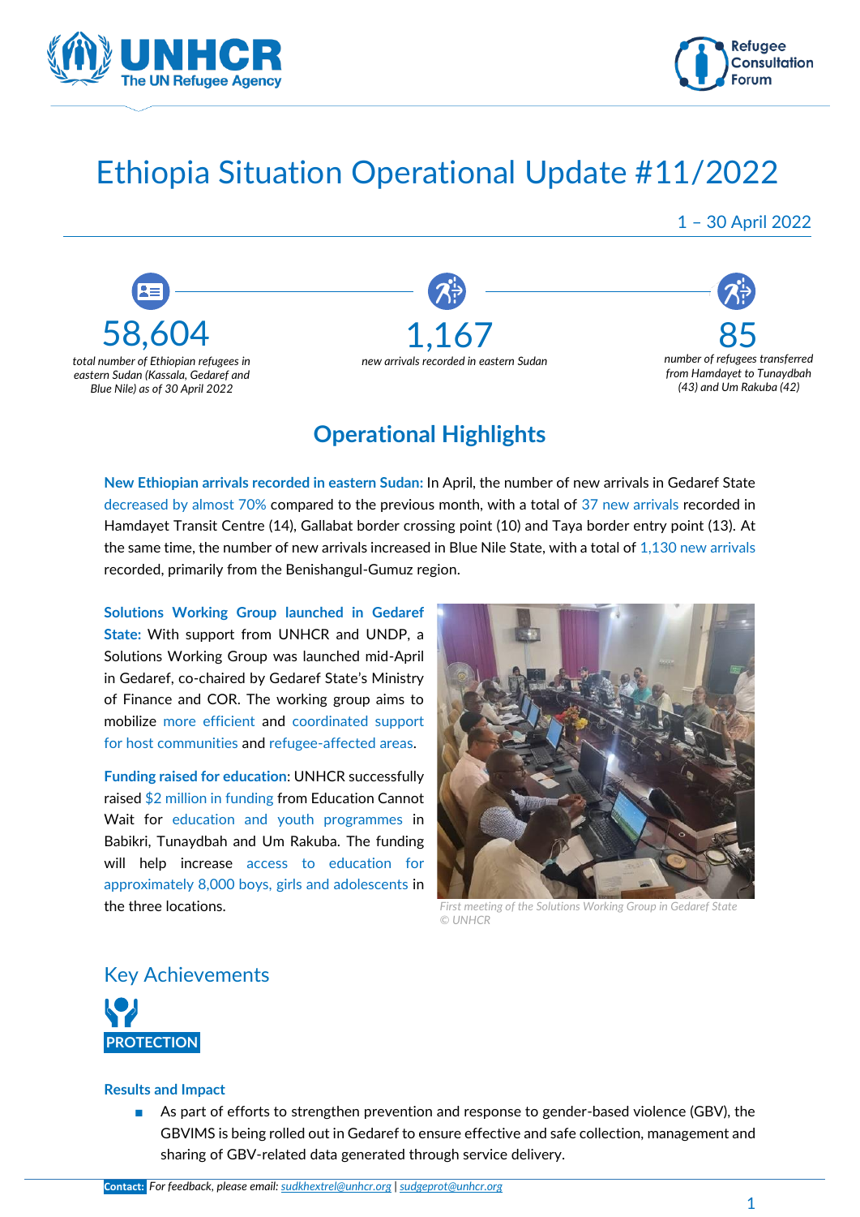# Ethiopia Situation Operational Update #11/2022

1 – 30 April 2022

**58,604**
*total number of Ethiopian refugees in eastern Sudan (Kassala, Gedaref and Blue Nile) as of 30 April 2022*

**1,167**
*new arrivals recorded in eastern Sudan*

**85**
*number of refugees transferred from Hamdayet to Tunaydbah (43) and Um Rakuba (42)*

## Operational Highlights

**New Ethiopian arrivals recorded in eastern Sudan:** In April, the number of new arrivals in Gedaref State decreased by almost 70% compared to the previous month, with a total of 37 new arrivals recorded in Hamdayet Transit Centre (14), Gallabat border crossing point (10) and Taya border entry point (13). At the same time, the number of new arrivals increased in Blue Nile State, with a total of 1,130 new arrivals recorded, primarily from the Benishangul-Gumuz region.

**Solutions Working Group launched in Gedaref State:** With support from UNHCR and UNDP, a Solutions Working Group was launched mid-April in Gedaref, co-chaired by Gedaref State's Ministry of Finance and COR. The working group aims to mobilize more efficient and coordinated support for host communities and refugee-affected areas.

**Funding raised for education**: UNHCR successfully raised $2 million in funding from Education Cannot Wait for education and youth programmes in Babikri, Tunaydbah and Um Rakuba. The funding will help increase access to education for approximately 8,000 boys, girls and adolescents in the three locations.

*First meeting of the Solutions Working Group in Gedaref State © UNHCR*

## Key Achievements

**PROTECTION**

### Results and Impact

- As part of efforts to strengthen prevention and response to gender-based violence (GBV), the GBVIMS is being rolled out in Gedaref to ensure effective and safe collection, management and sharing of GBV-related data generated through service delivery.

**Contact:** *For feedback, please email: sudkhextrel@unhcr.org | sudgeprot@unhcr.org*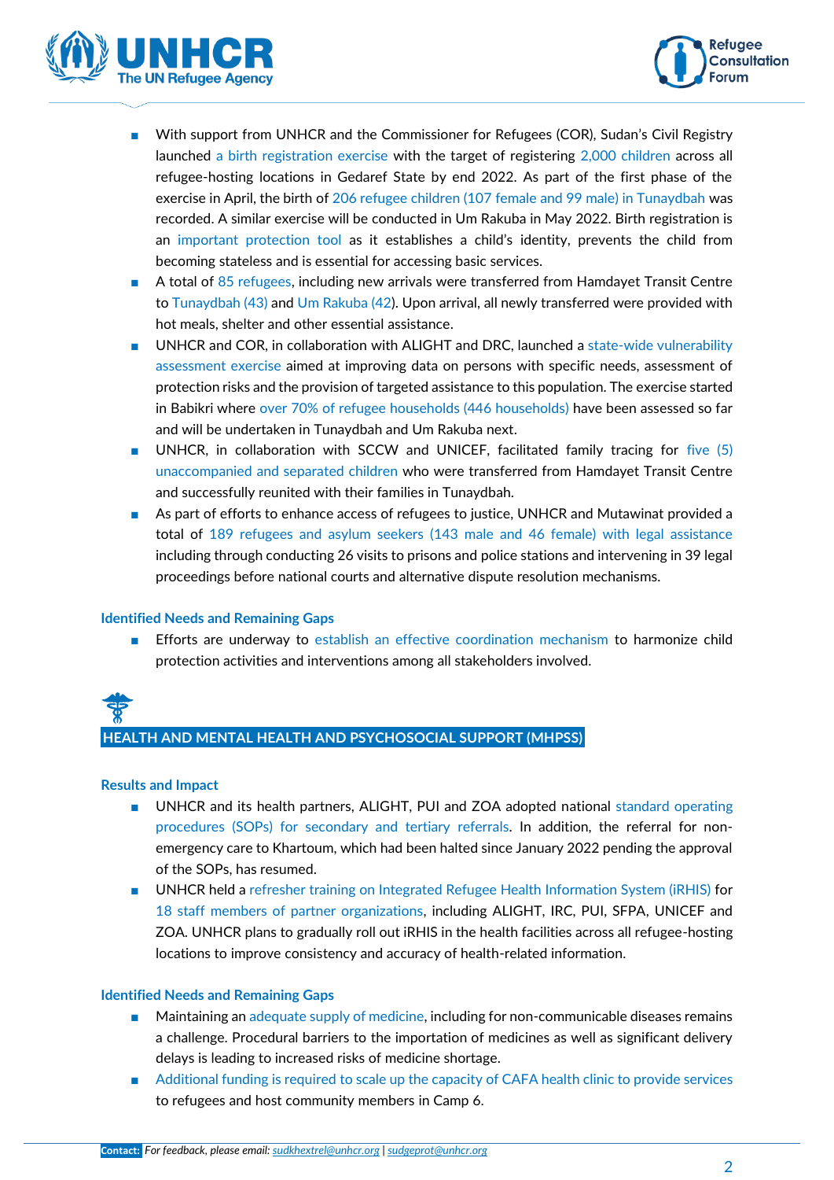- With support from UNHCR and the Commissioner for Refugees (COR), Sudan's Civil Registry launched a birth registration exercise with the target of registering 2,000 children across all refugee-hosting locations in Gedaref State by end 2022. As part of the first phase of the exercise in April, the birth of 206 refugee children (107 female and 99 male) in Tunaydbah was recorded. A similar exercise will be conducted in Um Rakuba in May 2022. Birth registration is an important protection tool as it establishes a child's identity, prevents the child from becoming stateless and is essential for accessing basic services.
- A total of 85 refugees, including new arrivals were transferred from Hamdayet Transit Centre to Tunaydbah (43) and Um Rakuba (42). Upon arrival, all newly transferred were provided with hot meals, shelter and other essential assistance.
- UNHCR and COR, in collaboration with ALIGHT and DRC, launched a state-wide vulnerability assessment exercise aimed at improving data on persons with specific needs, assessment of protection risks and the provision of targeted assistance to this population. The exercise started in Babikri where over 70% of refugee households (446 households) have been assessed so far and will be undertaken in Tunaydbah and Um Rakuba next.
- UNHCR, in collaboration with SCCW and UNICEF, facilitated family tracing for five (5) unaccompanied and separated children who were transferred from Hamdayet Transit Centre and successfully reunited with their families in Tunaydbah.
- As part of efforts to enhance access of refugees to justice, UNHCR and Mutawinat provided a total of 189 refugees and asylum seekers (143 male and 46 female) with legal assistance including through conducting 26 visits to prisons and police stations and intervening in 39 legal proceedings before national courts and alternative dispute resolution mechanisms.

### Identified Needs and Remaining Gaps

- Efforts are underway to establish an effective coordination mechanism to harmonize child protection activities and interventions among all stakeholders involved.

## HEALTH AND MENTAL HEALTH AND PSYCHOSOCIAL SUPPORT (MHPSS)

### Results and Impact

- UNHCR and its health partners, ALIGHT, PUI and ZOA adopted national standard operating procedures (SOPs) for secondary and tertiary referrals. In addition, the referral for non-emergency care to Khartoum, which had been halted since January 2022 pending the approval of the SOPs, has resumed.
- UNHCR held a refresher training on Integrated Refugee Health Information System (iRHIS) for 18 staff members of partner organizations, including ALIGHT, IRC, PUI, SFPA, UNICEF and ZOA. UNHCR plans to gradually roll out iRHIS in the health facilities across all refugee-hosting locations to improve consistency and accuracy of health-related information.

### Identified Needs and Remaining Gaps

- Maintaining an adequate supply of medicine, including for non-communicable diseases remains a challenge. Procedural barriers to the importation of medicines as well as significant delivery delays is leading to increased risks of medicine shortage.
- Additional funding is required to scale up the capacity of CAFA health clinic to provide services to refugees and host community members in Camp 6.

**Contact:** *For feedback, please email: sudkhextrel@unhcr.org | sudgeprot@unhcr.org*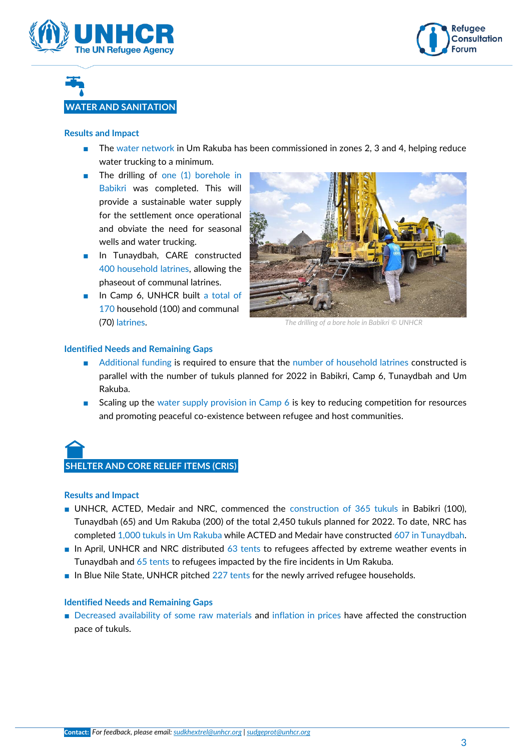## WATER AND SANITATION

### Results and Impact

- The water network in Um Rakuba has been commissioned in zones 2, 3 and 4, helping reduce water trucking to a minimum.
- The drilling of one (1) borehole in Babikri was completed. This will provide a sustainable water supply for the settlement once operational and obviate the need for seasonal wells and water trucking.
- In Tunaydbah, CARE constructed 400 household latrines, allowing the phaseout of communal latrines.
- In Camp 6, UNHCR built a total of 170 household (100) and communal (70) latrines.

*The drilling of a bore hole in Babikri © UNHCR*

### Identified Needs and Remaining Gaps

- Additional funding is required to ensure that the number of household latrines constructed is parallel with the number of tukuls planned for 2022 in Babikri, Camp 6, Tunaydbah and Um Rakuba.
- Scaling up the water supply provision in Camp 6 is key to reducing competition for resources and promoting peaceful co-existence between refugee and host communities.

## SHELTER AND CORE RELIEF ITEMS (CRIS)

### Results and Impact

- UNHCR, ACTED, Medair and NRC, commenced the construction of 365 tukuls in Babikri (100), Tunaydbah (65) and Um Rakuba (200) of the total 2,450 tukuls planned for 2022. To date, NRC has completed 1,000 tukuls in Um Rakuba while ACTED and Medair have constructed 607 in Tunaydbah.
- In April, UNHCR and NRC distributed 63 tents to refugees affected by extreme weather events in Tunaydbah and 65 tents to refugees impacted by the fire incidents in Um Rakuba.
- In Blue Nile State, UNHCR pitched 227 tents for the newly arrived refugee households.

### Identified Needs and Remaining Gaps

- Decreased availability of some raw materials and inflation in prices have affected the construction pace of tukuls.

**Contact:** *For feedback, please email: sudkhextrel@unhcr.org | sudgeprot@unhcr.org*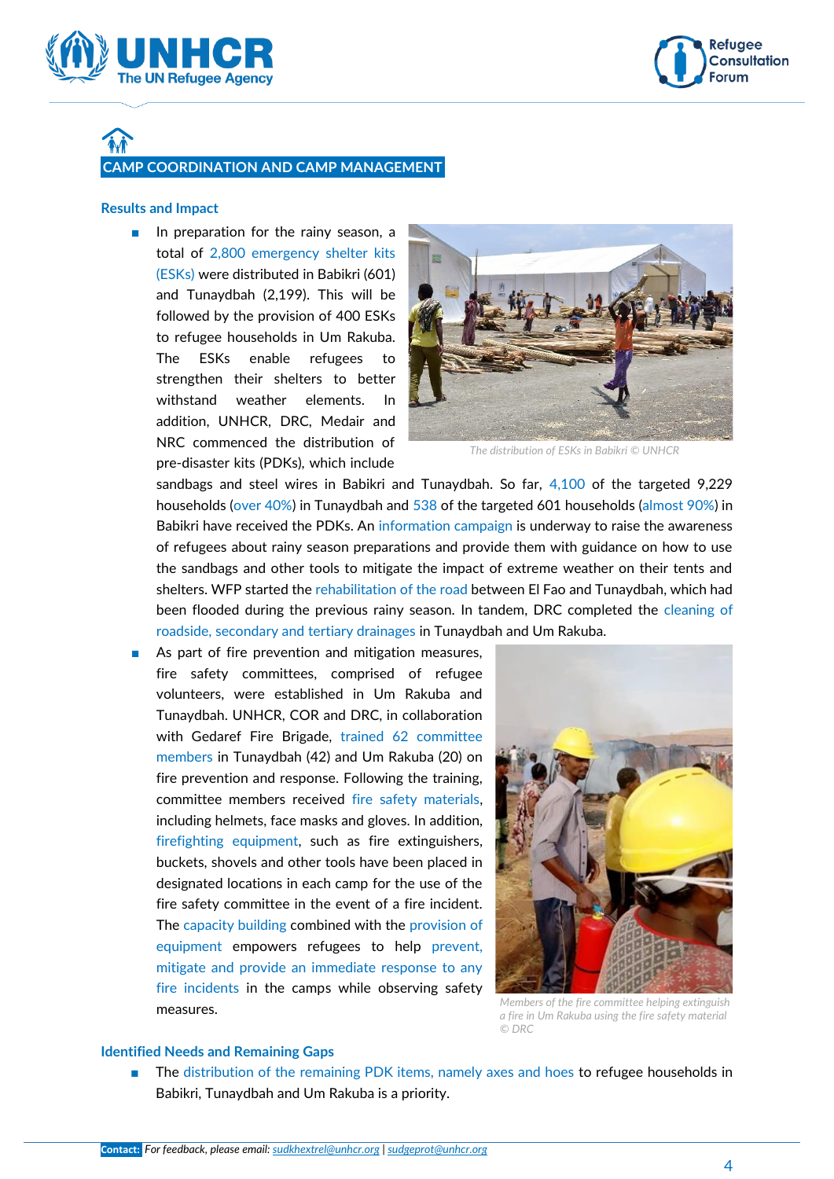## CAMP COORDINATION AND CAMP MANAGEMENT

### Results and Impact

- In preparation for the rainy season, a total of 2,800 emergency shelter kits (ESKs) were distributed in Babikri (601) and Tunaydbah (2,199). This will be followed by the provision of 400 ESKs to refugee households in Um Rakuba. The ESKs enable refugees to strengthen their shelters to better withstand weather elements. In addition, UNHCR, DRC, Medair and NRC commenced the distribution of pre-disaster kits (PDKs), which include sandbags and steel wires in Babikri and Tunaydbah. So far, 4,100 of the targeted 9,229 households (over 40%) in Tunaydbah and 538 of the targeted 601 households (almost 90%) in Babikri have received the PDKs. An information campaign is underway to raise the awareness of refugees about rainy season preparations and provide them with guidance on how to use the sandbags and other tools to mitigate the impact of extreme weather on their tents and shelters. WFP started the rehabilitation of the road between El Fao and Tunaydbah, which had been flooded during the previous rainy season. In tandem, DRC completed the cleaning of roadside, secondary and tertiary drainages in Tunaydbah and Um Rakuba.

*The distribution of ESKs in Babikri © UNHCR*

- As part of fire prevention and mitigation measures, fire safety committees, comprised of refugee volunteers, were established in Um Rakuba and Tunaydbah. UNHCR, COR and DRC, in collaboration with Gedaref Fire Brigade, trained 62 committee members in Tunaydbah (42) and Um Rakuba (20) on fire prevention and response. Following the training, committee members received fire safety materials, including helmets, face masks and gloves. In addition, firefighting equipment, such as fire extinguishers, buckets, shovels and other tools have been placed in designated locations in each camp for the use of the fire safety committee in the event of a fire incident. The capacity building combined with the provision of equipment empowers refugees to help prevent, mitigate and provide an immediate response to any fire incidents in the camps while observing safety measures.

*Members of the fire committee helping extinguish a fire in Um Rakuba using the fire safety material © DRC*

### Identified Needs and Remaining Gaps

- The distribution of the remaining PDK items, namely axes and hoes to refugee households in Babikri, Tunaydbah and Um Rakuba is a priority.

**Contact:** *For feedback, please email: sudkhextrel@unhcr.org | sudgeprot@unhcr.org*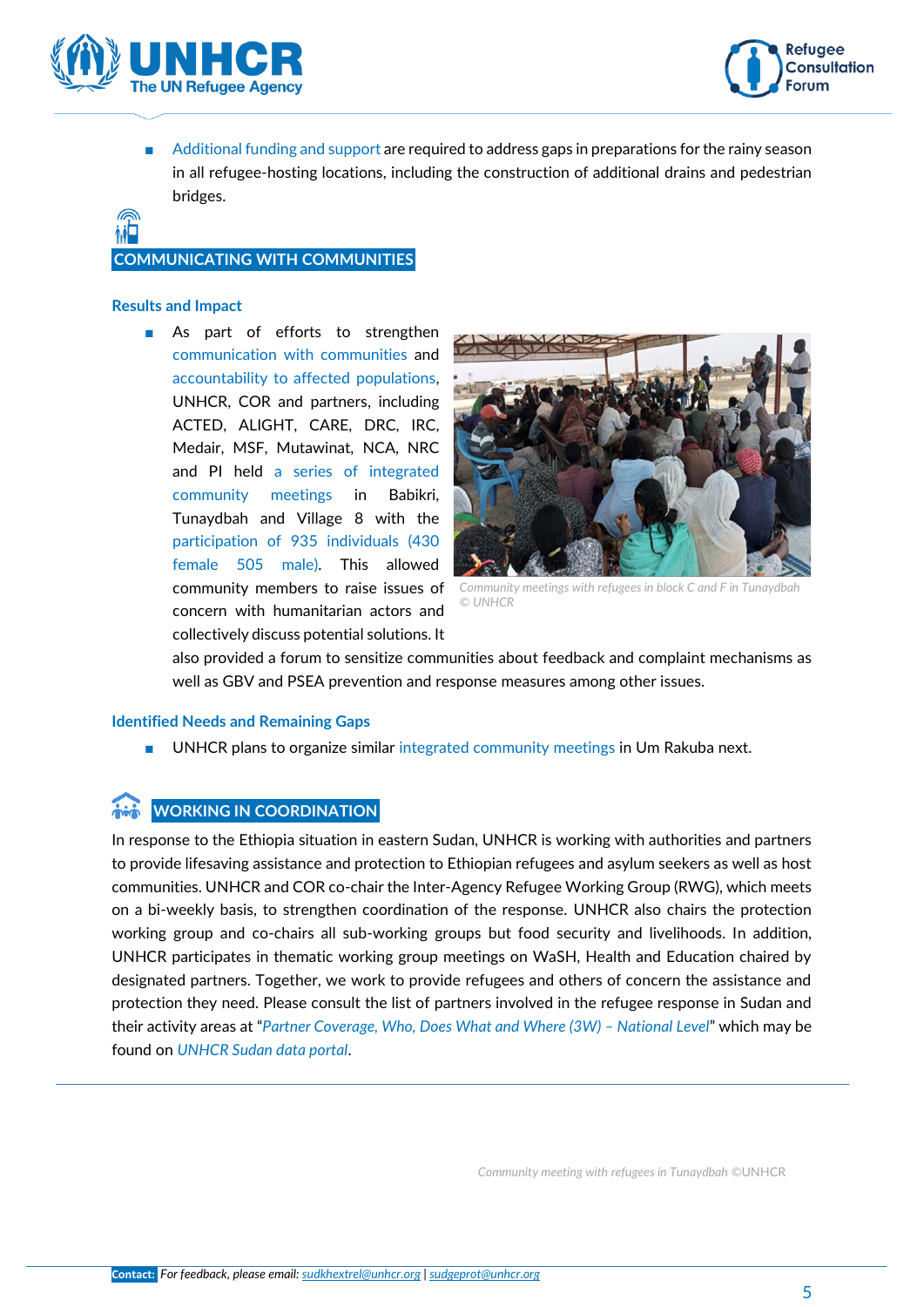- Additional funding and support are required to address gaps in preparations for the rainy season in all refugee-hosting locations, including the construction of additional drains and pedestrian bridges.

## COMMUNICATING WITH COMMUNITIES

### Results and Impact

- As part of efforts to strengthen communication with communities and accountability to affected populations, UNHCR, COR and partners, including ACTED, ALIGHT, CARE, DRC, IRC, Medair, MSF, Mutawinat, NCA, NRC and PI held a series of integrated community meetings in Babikri, Tunaydbah and Village 8 with the participation of 935 individuals (430 female 505 male). This allowed community members to raise issues of concern with humanitarian actors and collectively discuss potential solutions. It also provided a forum to sensitize communities about feedback and complaint mechanisms as well as GBV and PSEA prevention and response measures among other issues.

*Community meetings with refugees in block C and F in Tunaydbah © UNHCR*

### Identified Needs and Remaining Gaps

- UNHCR plans to organize similar integrated community meetings in Um Rakuba next.

## WORKING IN COORDINATION

In response to the Ethiopia situation in eastern Sudan, UNHCR is working with authorities and partners to provide lifesaving assistance and protection to Ethiopian refugees and asylum seekers as well as host communities. UNHCR and COR co-chair the Inter-Agency Refugee Working Group (RWG), which meets on a bi-weekly basis, to strengthen coordination of the response. UNHCR also chairs the protection working group and co-chairs all sub-working groups but food security and livelihoods. In addition, UNHCR participates in thematic working group meetings on WaSH, Health and Education chaired by designated partners. Together, we work to provide refugees and others of concern the assistance and protection they need. Please consult the list of partners involved in the refugee response in Sudan and their activity areas at "*Partner Coverage, Who, Does What and Where (3W) – National Level*" which may be found on *UNHCR Sudan data portal*.

*Community meeting with refugees in Tunaydbah ©UNHCR*

**Contact:** *For feedback, please email: sudkhextrel@unhcr.org | sudgeprot@unhcr.org*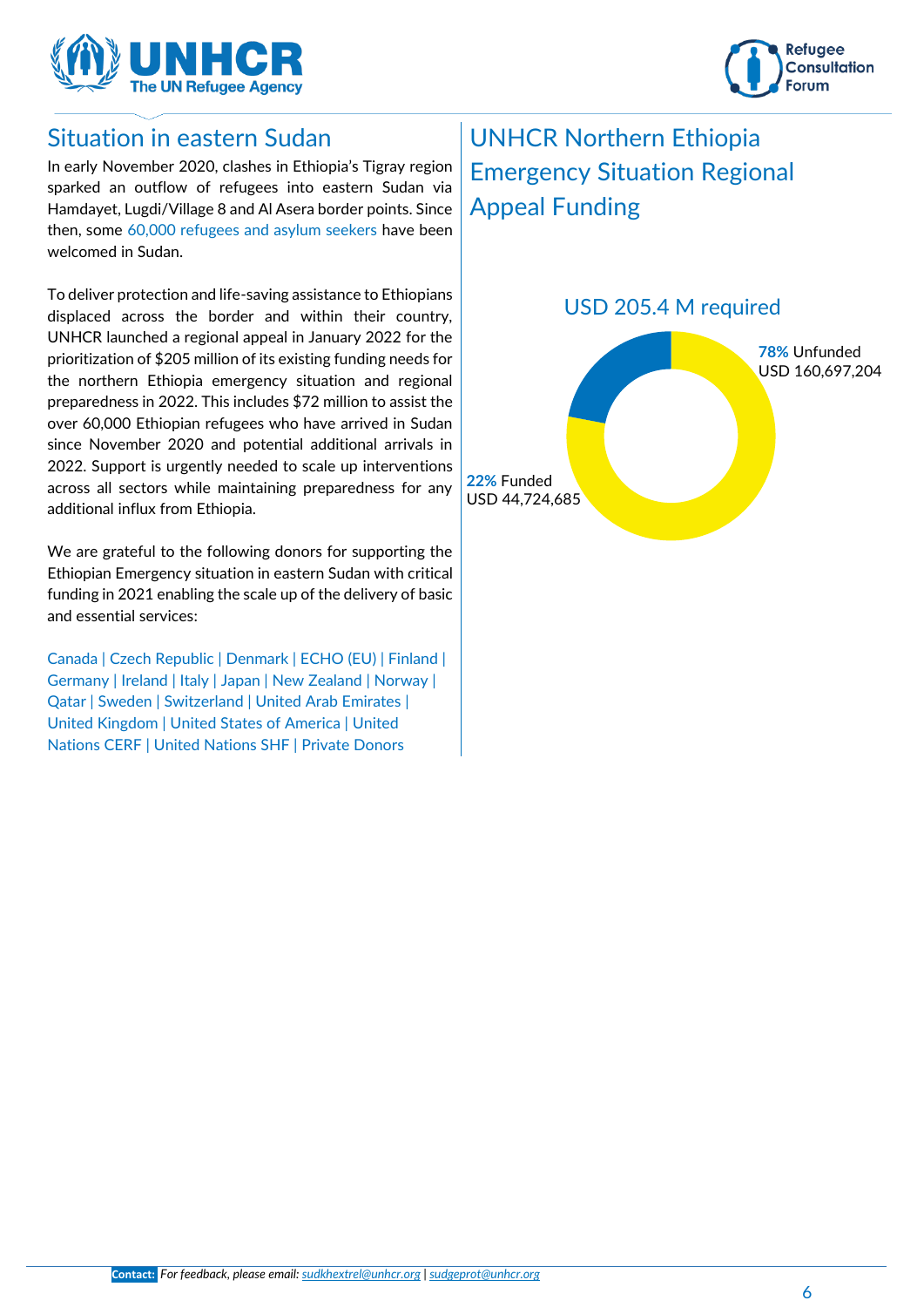## Situation in eastern Sudan

In early November 2020, clashes in Ethiopia's Tigray region sparked an outflow of refugees into eastern Sudan via Hamdayet, Lugdi/Village 8 and Al Asera border points. Since then, some 60,000 refugees and asylum seekers have been welcomed in Sudan.

To deliver protection and life-saving assistance to Ethiopians displaced across the border and within their country, UNHCR launched a regional appeal in January 2022 for the prioritization of $205 million of its existing funding needs for the northern Ethiopia emergency situation and regional preparedness in 2022. This includes $72 million to assist the over 60,000 Ethiopian refugees who have arrived in Sudan since November 2020 and potential additional arrivals in 2022. Support is urgently needed to scale up interventions across all sectors while maintaining preparedness for any additional influx from Ethiopia.

We are grateful to the following donors for supporting the Ethiopian Emergency situation in eastern Sudan with critical funding in 2021 enabling the scale up of the delivery of basic and essential services:

Canada | Czech Republic | Denmark | ECHO (EU) | Finland | Germany | Ireland | Italy | Japan | New Zealand | Norway | Qatar | Sweden | Switzerland | United Arab Emirates | United Kingdom | United States of America | United Nations CERF | United Nations SHF | Private Donors

## UNHCR Northern Ethiopia Emergency Situation Regional Appeal Funding

USD 205.4 M required

**78%** Unfunded
USD 160,697,204

**22%** Funded
USD 44,724,685

**Contact:** *For feedback, please email: sudkhextrel@unhcr.org | sudgeprot@unhcr.org*